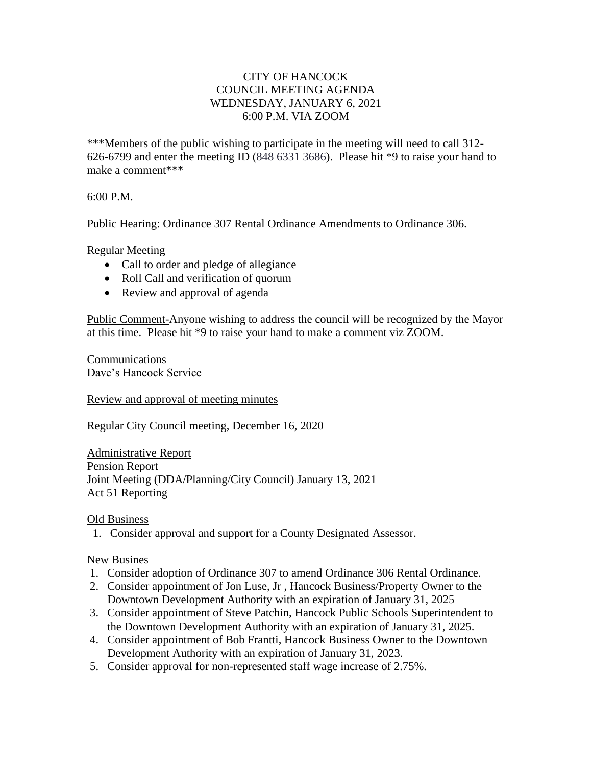# CITY OF HANCOCK
## COUNCIL MEETING AGENDA
## WEDNESDAY, JANUARY 6, 2021
## 6:00 P.M. VIA ZOOM

***Members of the public wishing to participate in the meeting will need to call 312-626-6799 and enter the meeting ID (848 6331 3686). Please hit *9 to raise your hand to make a comment***

6:00 P.M.

Public Hearing: Ordinance 307 Rental Ordinance Amendments to Ordinance 306.

Regular Meeting

- Call to order and pledge of allegiance
- Roll Call and verification of quorum
- Review and approval of agenda

Public Comment-Anyone wishing to address the council will be recognized by the Mayor at this time. Please hit *9 to raise your hand to make a comment viz ZOOM.

Communications
Dave's Hancock Service

Review and approval of meeting minutes

Regular City Council meeting, December 16, 2020

Administrative Report
Pension Report
Joint Meeting (DDA/Planning/City Council) January 13, 2021
Act 51 Reporting

Old Business

1. Consider approval and support for a County Designated Assessor.

New Busines

1. Consider adoption of Ordinance 307 to amend Ordinance 306 Rental Ordinance.
2. Consider appointment of Jon Luse, Jr , Hancock Business/Property Owner to the Downtown Development Authority with an expiration of January 31, 2025
3. Consider appointment of Steve Patchin, Hancock Public Schools Superintendent to the Downtown Development Authority with an expiration of January 31, 2025.
4. Consider appointment of Bob Frantti, Hancock Business Owner to the Downtown Development Authority with an expiration of January 31, 2023.
5. Consider approval for non-represented staff wage increase of 2.75%.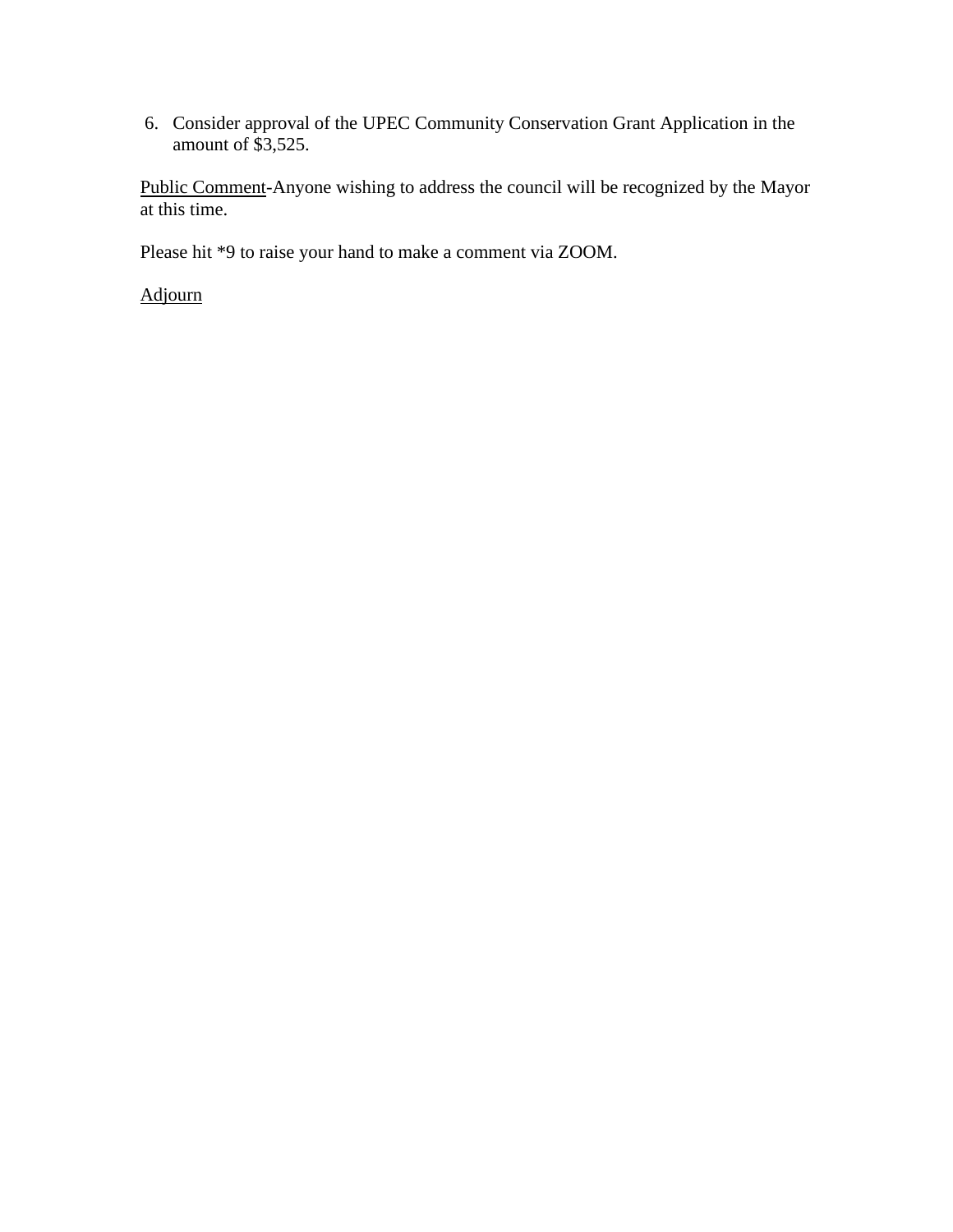6. Consider approval of the UPEC Community Conservation Grant Application in the amount of $3,525.

<u>Public Comment</u>-Anyone wishing to address the council will be recognized by the Mayor at this time.

Please hit *9 to raise your hand to make a comment via ZOOM.

<u>Adjourn</u>